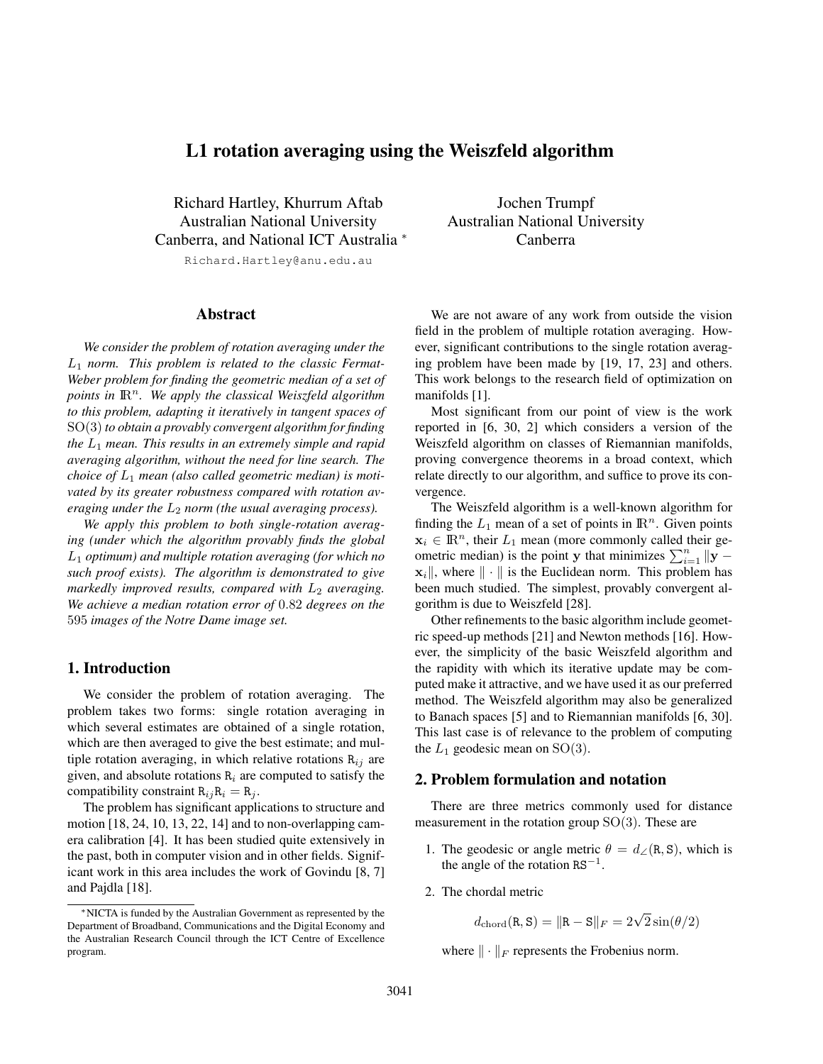# L1 rotation averaging using the Weiszfeld algorithm

Richard Hartley, Khurrum Aftab
Australian National University
Canberra, and National ICT Australia *

Richard.Hartley@anu.edu.au

Jochen Trumpf
Australian National University
Canberra

## Abstract

*We consider the problem of rotation averaging under the $L_1$ norm. This problem is related to the classic Fermat-Weber problem for finding the geometric median of a set of points in $\mathbb{R}^n$. We apply the classical Weiszfeld algorithm to this problem, adapting it iteratively in tangent spaces of $\mathrm{SO}(3)$ to obtain a provably convergent algorithm for finding the $L_1$ mean. This results in an extremely simple and rapid averaging algorithm, without the need for line search. The choice of $L_1$ mean (also called geometric median) is motivated by its greater robustness compared with rotation averaging under the $L_2$ norm (the usual averaging process).*

*We apply this problem to both single-rotation averaging (under which the algorithm provably finds the global $L_1$ optimum) and multiple rotation averaging (for which no such proof exists). The algorithm is demonstrated to give markedly improved results, compared with $L_2$ averaging. We achieve a median rotation error of 0.82 degrees on the 595 images of the Notre Dame image set.*

## 1. Introduction

We consider the problem of rotation averaging. The problem takes two forms: single rotation averaging in which several estimates are obtained of a single rotation, which are then averaged to give the best estimate; and multiple rotation averaging, in which relative rotations $\mathtt{R}_{ij}$ are given, and absolute rotations $\mathtt{R}_i$ are computed to satisfy the compatibility constraint $\mathtt{R}_{ij}\mathtt{R}_i = \mathtt{R}_j$.

The problem has significant applications to structure and motion [18, 24, 10, 13, 22, 14] and to non-overlapping camera calibration [4]. It has been studied quite extensively in the past, both in computer vision and in other fields. Significant work in this area includes the work of Govindu [8, 7] and Pajdla [18].

*NICTA is funded by the Australian Government as represented by the Department of Broadband, Communications and the Digital Economy and the Australian Research Council through the ICT Centre of Excellence program.

We are not aware of any work from outside the vision field in the problem of multiple rotation averaging. However, significant contributions to the single rotation averaging problem have been made by [19, 17, 23] and others. This work belongs to the research field of optimization on manifolds [1].

Most significant from our point of view is the work reported in [6, 30, 2] which considers a version of the Weiszfeld algorithm on classes of Riemannian manifolds, proving convergence theorems in a broad context, which relate directly to our algorithm, and suffice to prove its convergence.

The Weiszfeld algorithm is a well-known algorithm for finding the $L_1$ mean of a set of points in $\mathbb{R}^n$. Given points $\mathbf{x}_i \in \mathbb{R}^n$, their $L_1$ mean (more commonly called their geometric median) is the point $\mathbf{y}$ that minimizes $\sum_{i=1}^n \|\mathbf{y} - \mathbf{x}_i\|$, where $\|\cdot\|$ is the Euclidean norm. This problem has been much studied. The simplest, provably convergent algorithm is due to Weiszfeld [28].

Other refinements to the basic algorithm include geometric speed-up methods [21] and Newton methods [16]. However, the simplicity of the basic Weiszfeld algorithm and the rapidity with which its iterative update may be computed make it attractive, and we have used it as our preferred method. The Weiszfeld algorithm may also be generalized to Banach spaces [5] and to Riemannian manifolds [6, 30]. This last case is of relevance to the problem of computing the $L_1$ geodesic mean on $\mathrm{SO}(3)$.

## 2. Problem formulation and notation

There are three metrics commonly used for distance measurement in the rotation group $\mathrm{SO}(3)$. These are

1. The geodesic or angle metric $\theta = d_\angle(\mathtt{R}, \mathtt{S})$, which is the angle of the rotation $\mathtt{R}\mathtt{S}^{-1}$.

2. The chordal metric

$$d_{\mathrm{chord}}(\mathtt{R}, \mathtt{S}) = \|\mathtt{R} - \mathtt{S}\|_F = 2\sqrt{2}\sin(\theta/2)$$

where $\|\cdot\|_F$ represents the Frobenius norm.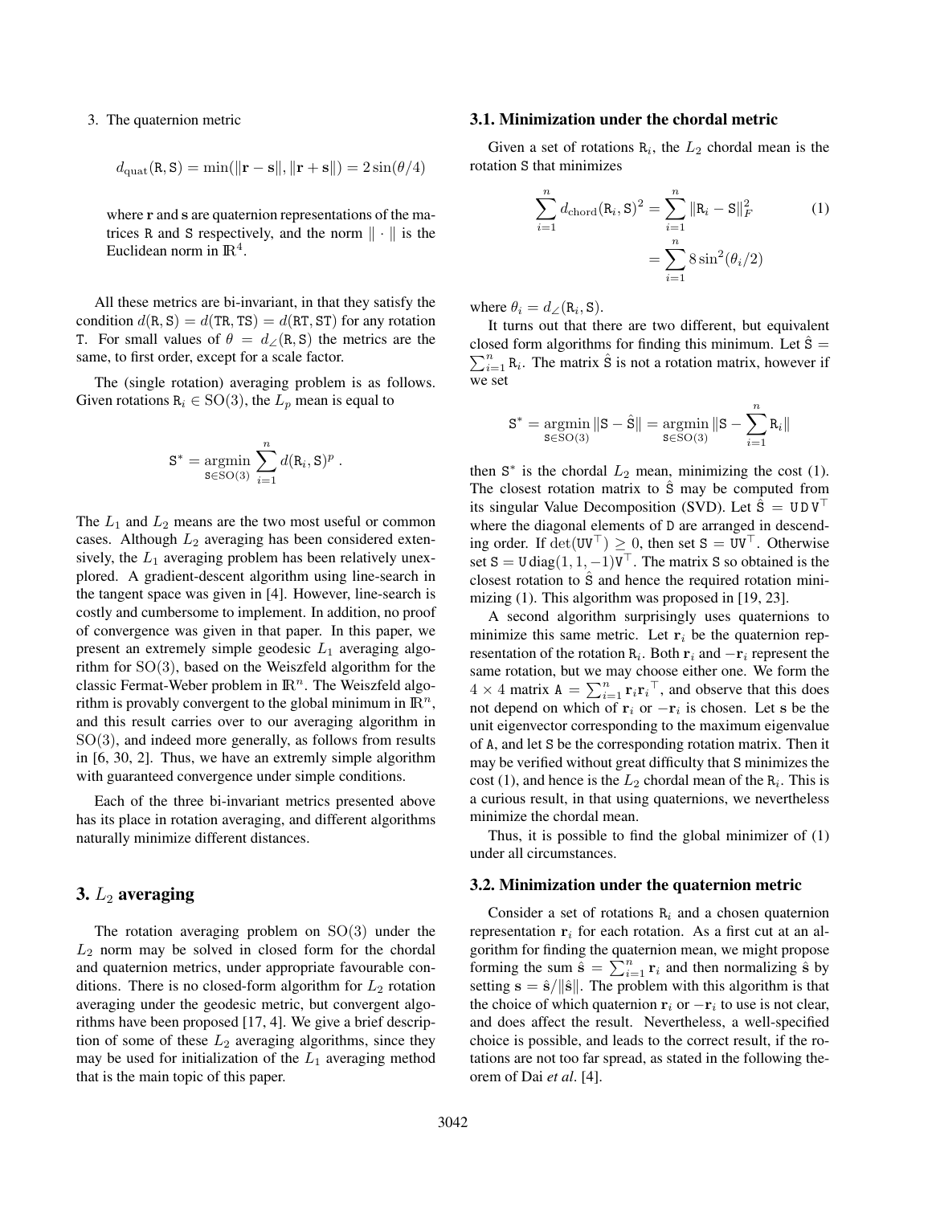3. The quaternion metric

$$d_{\text{quat}}(\mathtt{R}, \mathtt{S}) = \min(\|\mathbf{r} - \mathbf{s}\|, \|\mathbf{r} + \mathbf{s}\|) = 2\sin(\theta/4)$$

where $\mathbf{r}$ and $\mathbf{s}$ are quaternion representations of the matrices $\mathtt{R}$ and $\mathtt{S}$ respectively, and the norm $\|\cdot\|$ is the Euclidean norm in $\mathbb{R}^4$.

All these metrics are bi-invariant, in that they satisfy the condition $d(\mathtt{R}, \mathtt{S}) = d(\mathtt{TR}, \mathtt{TS}) = d(\mathtt{RT}, \mathtt{ST})$ for any rotation $\mathtt{T}$. For small values of $\theta = d_{\angle}(\mathtt{R}, \mathtt{S})$ the metrics are the same, to first order, except for a scale factor.

The (single rotation) averaging problem is as follows. Given rotations $\mathtt{R}_i \in \mathrm{SO}(3)$, the $L_p$ mean is equal to

$$\mathtt{S}^* = \underset{\mathtt{S} \in \mathrm{SO}(3)}{\operatorname{argmin}} \sum_{i=1}^{n} d(\mathtt{R}_i, \mathtt{S})^p \ .$$

The $L_1$ and $L_2$ means are the two most useful or common cases. Although $L_2$ averaging has been considered extensively, the $L_1$ averaging problem has been relatively unexplored. A gradient-descent algorithm using line-search in the tangent space was given in [4]. However, line-search is costly and cumbersome to implement. In addition, no proof of convergence was given in that paper. In this paper, we present an extremely simple geodesic $L_1$ averaging algorithm for $\mathrm{SO}(3)$, based on the Weiszfeld algorithm for the classic Fermat-Weber problem in $\mathbb{R}^n$. The Weiszfeld algorithm is provably convergent to the global minimum in $\mathbb{R}^n$, and this result carries over to our averaging algorithm in $\mathrm{SO}(3)$, and indeed more generally, as follows from results in [6, 30, 2]. Thus, we have an extremly simple algorithm with guaranteed convergence under simple conditions.

Each of the three bi-invariant metrics presented above has its place in rotation averaging, and different algorithms naturally minimize different distances.

## 3. $L_2$ averaging

The rotation averaging problem on $\mathrm{SO}(3)$ under the $L_2$ norm may be solved in closed form for the chordal and quaternion metrics, under appropriate favourable conditions. There is no closed-form algorithm for $L_2$ rotation averaging under the geodesic metric, but convergent algorithms have been proposed [17, 4]. We give a brief description of some of these $L_2$ averaging algorithms, since they may be used for initialization of the $L_1$ averaging method that is the main topic of this paper.

### 3.1. Minimization under the chordal metric

Given a set of rotations $\mathtt{R}_i$, the $L_2$ chordal mean is the rotation $\mathtt{S}$ that minimizes

$$\begin{aligned} \sum_{i=1}^{n} d_{\text{chord}}(\mathtt{R}_i, \mathtt{S})^2 &= \sum_{i=1}^{n} \|\mathtt{R}_i - \mathtt{S}\|_F^2 \\ &= \sum_{i=1}^{n} 8\sin^2(\theta_i/2) \end{aligned} \tag{1}$$

where $\theta_i = d_{\angle}(\mathtt{R}_i, \mathtt{S})$.

It turns out that there are two different, but equivalent closed form algorithms for finding this minimum. Let $\hat{\mathtt{S}} = \sum_{i=1}^{n} \mathtt{R}_i$. The matrix $\hat{\mathtt{S}}$ is not a rotation matrix, however if we set

$$\mathtt{S}^* = \underset{\mathtt{S} \in \mathrm{SO}(3)}{\operatorname{argmin}} \|\mathtt{S} - \hat{\mathtt{S}}\| = \underset{\mathtt{S} \in \mathrm{SO}(3)}{\operatorname{argmin}} \|\mathtt{S} - \sum_{i=1}^{n} \mathtt{R}_i\|$$

then $\mathtt{S}^*$ is the chordal $L_2$ mean, minimizing the cost (1). The closest rotation matrix to $\hat{\mathtt{S}}$ may be computed from its singular Value Decomposition (SVD). Let $\hat{\mathtt{S}} = \mathtt{U}\,\mathtt{D}\,\mathtt{V}^\top$ where the diagonal elements of $\mathtt{D}$ are arranged in descending order. If $\det(\mathtt{U}\mathtt{V}^\top) \geq 0$, then set $\mathtt{S} = \mathtt{U}\mathtt{V}^\top$. Otherwise set $\mathtt{S} = \mathtt{U}\,\mathrm{diag}(1, 1, -1)\mathtt{V}^\top$. The matrix $\mathtt{S}$ so obtained is the closest rotation to $\hat{\mathtt{S}}$ and hence the required rotation minimizing (1). This algorithm was proposed in [19, 23].

A second algorithm surprisingly uses quaternions to minimize this same metric. Let $\mathbf{r}_i$ be the quaternion representation of the rotation $\mathtt{R}_i$. Both $\mathbf{r}_i$ and $-\mathbf{r}_i$ represent the same rotation, but we may choose either one. We form the $4 \times 4$ matrix $\mathtt{A} = \sum_{i=1}^{n} \mathbf{r}_i \mathbf{r}_i^\top$, and observe that this does not depend on which of $\mathbf{r}_i$ or $-\mathbf{r}_i$ is chosen. Let $\mathbf{s}$ be the unit eigenvector corresponding to the maximum eigenvalue of $\mathtt{A}$, and let $\mathtt{S}$ be the corresponding rotation matrix. Then it may be verified without great difficulty that $\mathtt{S}$ minimizes the cost (1), and hence is the $L_2$ chordal mean of the $\mathtt{R}_i$. This is a curious result, in that using quaternions, we nevertheless minimize the chordal mean.

Thus, it is possible to find the global minimizer of (1) under all circumstances.

### 3.2. Minimization under the quaternion metric

Consider a set of rotations $\mathtt{R}_i$ and a chosen quaternion representation $\mathbf{r}_i$ for each rotation. As a first cut at an algorithm for finding the quaternion mean, we might propose forming the sum $\hat{\mathbf{s}} = \sum_{i=1}^{n} \mathbf{r}_i$ and then normalizing $\hat{\mathbf{s}}$ by setting $\mathbf{s} = \hat{\mathbf{s}}/\|\hat{\mathbf{s}}\|$. The problem with this algorithm is that the choice of which quaternion $\mathbf{r}_i$ or $-\mathbf{r}_i$ to use is not clear, and does affect the result. Nevertheless, a well-specified choice is possible, and leads to the correct result, if the rotations are not too far spread, as stated in the following theorem of Dai *et al*. [4].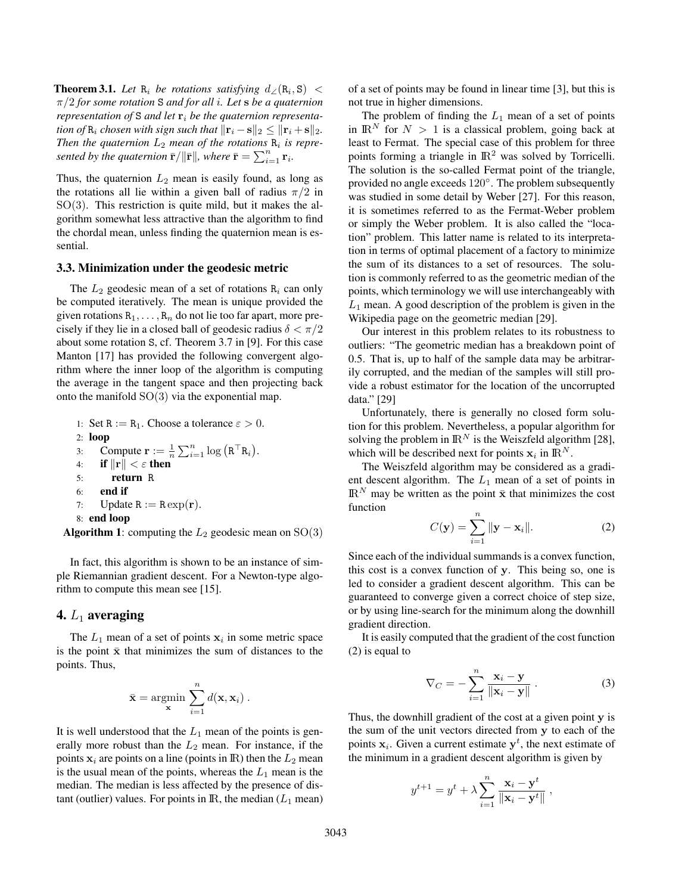**Theorem 3.1.** *Let $\mathtt{R}_i$ be rotations satisfying $d_\angle(\mathtt{R}_i, \mathtt{S}) < \pi/2$ for some rotation $\mathtt{S}$ and for all $i$. Let $\mathbf{s}$ be a quaternion representation of $\mathtt{S}$ and let $\mathbf{r}_i$ be the quaternion representation of $\mathtt{R}_i$ chosen with sign such that $\|\mathbf{r}_i - \mathbf{s}\|_2 \leq \|\mathbf{r}_i + \mathbf{s}\|_2$. Then the quaternion $L_2$ mean of the rotations $\mathtt{R}_i$ is represented by the quaternion $\bar{\mathbf{r}}/\|\bar{\mathbf{r}}\|$, where $\bar{\mathbf{r}} = \sum_{i=1}^n \mathbf{r}_i$.*

Thus, the quaternion $L_2$ mean is easily found, as long as the rotations all lie within a given ball of radius $\pi/2$ in $\mathrm{SO}(3)$. This restriction is quite mild, but it makes the algorithm somewhat less attractive than the algorithm to find the chordal mean, unless finding the quaternion mean is essential.

### 3.3. Minimization under the geodesic metric

The $L_2$ geodesic mean of a set of rotations $\mathtt{R}_i$ can only be computed iteratively. The mean is unique provided the given rotations $\mathtt{R}_1, \ldots, \mathtt{R}_n$ do not lie too far apart, more precisely if they lie in a closed ball of geodesic radius $\delta < \pi/2$ about some rotation $\mathtt{S}$, cf. Theorem 3.7 in [9]. For this case Manton [17] has provided the following convergent algorithm where the inner loop of the algorithm is computing the average in the tangent space and then projecting back onto the manifold $\mathrm{SO}(3)$ via the exponential map.

1: Set $\mathtt{R} := \mathtt{R}_1$. Choose a tolerance $\varepsilon > 0$.
2: **loop**
3: Compute $\mathbf{r} := \frac{1}{n}\sum_{i=1}^n \log\left(\mathtt{R}^\top \mathtt{R}_i\right)$.
4: **if** $\|\mathbf{r}\| < \varepsilon$ **then**
5: **return** $\mathtt{R}$
6: **end if**
7: Update $\mathtt{R} := \mathtt{R}\exp(\mathbf{r})$.
8: **end loop**

**Algorithm 1**: computing the $L_2$ geodesic mean on $\mathrm{SO}(3)$

In fact, this algorithm is shown to be an instance of simple Riemannian gradient descent. For a Newton-type algorithm to compute this mean see [15].

## 4. $L_1$ averaging

The $L_1$ mean of a set of points $\mathbf{x}_i$ in some metric space is the point $\bar{\mathbf{x}}$ that minimizes the sum of distances to the points. Thus,

$$\bar{\mathbf{x}} = \operatorname*{argmin}_{\mathbf{x}} \sum_{i=1}^n d(\mathbf{x}, \mathbf{x}_i)\ .$$

It is well understood that the $L_1$ mean of the points is generally more robust than the $L_2$ mean. For instance, if the points $\mathbf{x}_i$ are points on a line (points in $\mathbb{R}$) then the $L_2$ mean is the usual mean of the points, whereas the $L_1$ mean is the median. The median is less affected by the presence of distant (outlier) values. For points in $\mathbb{R}$, the median ($L_1$ mean) of a set of points may be found in linear time [3], but this is not true in higher dimensions.

The problem of finding the $L_1$ mean of a set of points in $\mathbb{R}^N$ for $N > 1$ is a classical problem, going back at least to Fermat. The special case of this problem for three points forming a triangle in $\mathbb{R}^2$ was solved by Torricelli. The solution is the so-called Fermat point of the triangle, provided no angle exceeds $120^\circ$. The problem subsequently was studied in some detail by Weber [27]. For this reason, it is sometimes referred to as the Fermat-Weber problem or simply the Weber problem. It is also called the "location" problem. This latter name is related to its interpretation in terms of optimal placement of a factory to minimize the sum of its distances to a set of resources. The solution is commonly referred to as the geometric median of the points, which terminology we will use interchangeably with $L_1$ mean. A good description of the problem is given in the Wikipedia page on the geometric median [29].

Our interest in this problem relates to its robustness to outliers: "The geometric median has a breakdown point of 0.5. That is, up to half of the sample data may be arbitrarily corrupted, and the median of the samples will still provide a robust estimator for the location of the uncorrupted data." [29]

Unfortunately, there is generally no closed form solution for this problem. Nevertheless, a popular algorithm for solving the problem in $\mathbb{R}^N$ is the Weiszfeld algorithm [28], which will be described next for points $\mathbf{x}_i$ in $\mathbb{R}^N$.

The Weiszfeld algorithm may be considered as a gradient descent algorithm. The $L_1$ mean of a set of points in $\mathbb{R}^N$ may be written as the point $\bar{\mathbf{x}}$ that minimizes the cost function

$$C(\mathbf{y}) = \sum_{i=1}^n \|\mathbf{y} - \mathbf{x}_i\|. \tag{2}$$

Since each of the individual summands is a convex function, this cost is a convex function of $\mathbf{y}$. This being so, one is led to consider a gradient descent algorithm. This can be guaranteed to converge given a correct choice of step size, or by using line-search for the minimum along the downhill gradient direction.

It is easily computed that the gradient of the cost function (2) is equal to

$$\nabla_C = -\sum_{i=1}^n \frac{\mathbf{x}_i - \mathbf{y}}{\|\mathbf{x}_i - \mathbf{y}\|}\ . \tag{3}$$

Thus, the downhill gradient of the cost at a given point $\mathbf{y}$ is the sum of the unit vectors directed from $\mathbf{y}$ to each of the points $\mathbf{x}_i$. Given a current estimate $\mathbf{y}^t$, the next estimate of the minimum in a gradient descent algorithm is given by

$$y^{t+1} = y^t + \lambda \sum_{i=1}^n \frac{\mathbf{x}_i - \mathbf{y}^t}{\|\mathbf{x}_i - \mathbf{y}^t\|}\ ,$$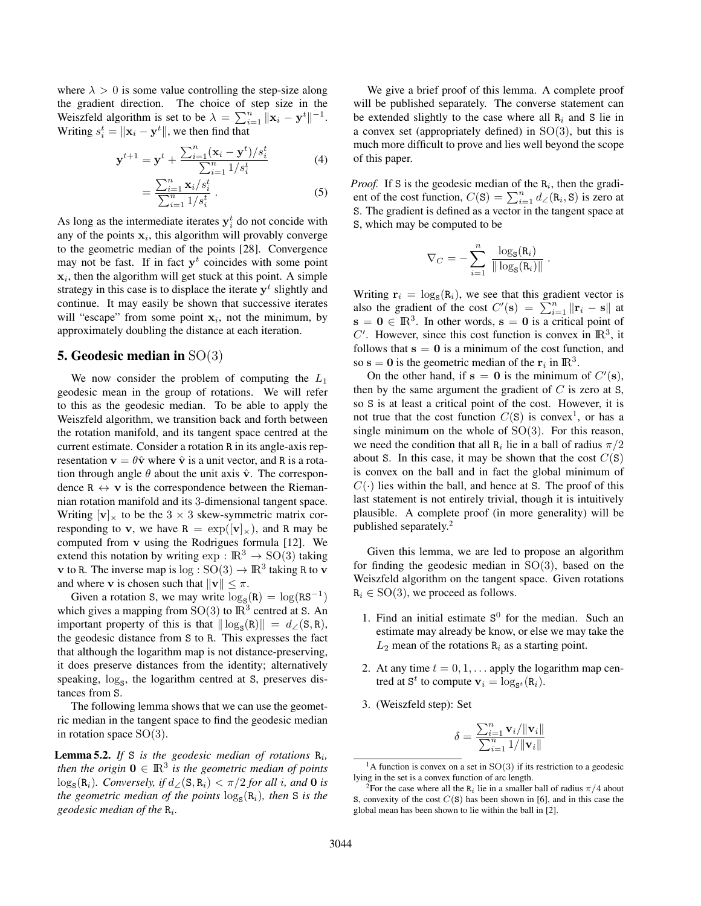where $\lambda > 0$ is some value controlling the step-size along the gradient direction. The choice of step size in the Weiszfeld algorithm is set to be $\lambda = \sum_{i=1}^{n} \|\mathbf{x}_i - \mathbf{y}^t\|^{-1}$. Writing $s_i^t = \|\mathbf{x}_i - \mathbf{y}^t\|$, we then find that

$$\mathbf{y}^{t+1} = \mathbf{y}^t + \frac{\sum_{i=1}^{n} (\mathbf{x}_i - \mathbf{y}^t)/s_i^t}{\sum_{i=1}^{n} 1/s_i^t} \tag{4}$$

$$= \frac{\sum_{i=1}^{n} \mathbf{x}_i/s_i^t}{\sum_{i=1}^{n} 1/s_i^t} \,. \tag{5}$$

As long as the intermediate iterates $\mathbf{y}_i^t$ do not concide with any of the points $\mathbf{x}_i$, this algorithm will provably converge to the geometric median of the points [28]. Convergence may not be fast. If in fact $\mathbf{y}^t$ coincides with some point $\mathbf{x}_i$, then the algorithm will get stuck at this point. A simple strategy in this case is to displace the iterate $\mathbf{y}^t$ slightly and continue. It may easily be shown that successive iterates will "escape" from some point $\mathbf{x}_i$, not the minimum, by approximately doubling the distance at each iteration.

## 5. Geodesic median in $\mathrm{SO}(3)$

We now consider the problem of computing the $L_1$ geodesic mean in the group of rotations. We will refer to this as the geodesic median. To be able to apply the Weiszfeld algorithm, we transition back and forth between the rotation manifold, and its tangent space centred at the current estimate. Consider a rotation $\mathtt{R}$ in its angle-axis representation $\mathbf{v} = \theta\hat{\mathbf{v}}$ where $\hat{\mathbf{v}}$ is a unit vector, and $\mathtt{R}$ is a rotation through angle $\theta$ about the unit axis $\hat{\mathbf{v}}$. The correspondence $\mathtt{R} \leftrightarrow \mathbf{v}$ is the correspondence between the Riemannian rotation manifold and its 3-dimensional tangent space. Writing $[\mathbf{v}]_\times$ to be the $3 \times 3$ skew-symmetric matrix corresponding to $\mathbf{v}$, we have $\mathtt{R} = \exp([\mathbf{v}]_\times)$, and $\mathtt{R}$ may be computed from $\mathbf{v}$ using the Rodrigues formula [12]. We extend this notation by writing $\exp : \mathbb{R}^3 \to \mathrm{SO}(3)$ taking $\mathbf{v}$ to $\mathtt{R}$. The inverse map is $\log : \mathrm{SO}(3) \to \mathbb{R}^3$ taking $\mathtt{R}$ to $\mathbf{v}$ and where $\mathbf{v}$ is chosen such that $\|\mathbf{v}\| \le \pi$.

Given a rotation $\mathtt{S}$, we may write $\log_{\mathtt{S}}(\mathtt{R}) = \log(\mathtt{R}\mathtt{S}^{-1})$ which gives a mapping from $\mathrm{SO}(3)$ to $\mathbb{R}^3$ centred at $\mathtt{S}$. An important property of this is that $\|\log_{\mathtt{S}}(\mathtt{R})\| = d_\angle(\mathtt{S}, \mathtt{R})$, the geodesic distance from $\mathtt{S}$ to $\mathtt{R}$. This expresses the fact that although the logarithm map is not distance-preserving, it does preserve distances from the identity; alternatively speaking, $\log_{\mathtt{S}}$, the logarithm centred at $\mathtt{S}$, preserves distances from $\mathtt{S}$.

The following lemma shows that we can use the geometric median in the tangent space to find the geodesic median in rotation space $\mathrm{SO}(3)$.

**Lemma 5.2.** *If $\mathtt{S}$ is the geodesic median of rotations $\mathtt{R}_i$, then the origin $\mathbf{0} \in \mathbb{R}^3$ is the geometric median of points $\log_{\mathtt{S}}(\mathtt{R}_i)$. Conversely, if $d_\angle(\mathtt{S}, \mathtt{R}_i) < \pi/2$ for all $i$, and $\mathbf{0}$ is the geometric median of the points $\log_{\mathtt{S}}(\mathtt{R}_i)$, then $\mathtt{S}$ is the geodesic median of the $\mathtt{R}_i$.*

We give a brief proof of this lemma. A complete proof will be published separately. The converse statement can be extended slightly to the case where all $\mathtt{R}_i$ and $\mathtt{S}$ lie in a convex set (appropriately defined) in $\mathrm{SO}(3)$, but this is much more difficult to prove and lies well beyond the scope of this paper.

*Proof.* If $\mathtt{S}$ is the geodesic median of the $\mathtt{R}_i$, then the gradient of the cost function, $C(\mathtt{S}) = \sum_{i=1}^{n} d_\angle(\mathtt{R}_i, \mathtt{S})$ is zero at $\mathtt{S}$. The gradient is defined as a vector in the tangent space at $\mathtt{S}$, which may be computed to be

$$\nabla_C = -\sum_{i=1}^{n} \frac{\log_{\mathtt{S}}(\mathtt{R}_i)}{\|\log_{\mathtt{S}}(\mathtt{R}_i)\|} \,.$$

Writing $\mathbf{r}_i = \log_{\mathtt{S}}(\mathtt{R}_i)$, we see that this gradient vector is also the gradient of the cost $C'(\mathbf{s}) = \sum_{i=1}^{n} \|\mathbf{r}_i - \mathbf{s}\|$ at $\mathbf{s} = \mathbf{0} \in \mathbb{R}^3$. In other words, $\mathbf{s} = \mathbf{0}$ is a critical point of $C'$. However, since this cost function is convex in $\mathbb{R}^3$, it follows that $\mathbf{s} = \mathbf{0}$ is a minimum of the cost function, and so $\mathbf{s} = \mathbf{0}$ is the geometric median of the $\mathbf{r}_i$ in $\mathbb{R}^3$.

On the other hand, if $\mathbf{s} = \mathbf{0}$ is the minimum of $C'(\mathbf{s})$, then by the same argument the gradient of $C$ is zero at $\mathtt{S}$, so $\mathtt{S}$ is at least a critical point of the cost. However, it is not true that the cost function $C(\mathtt{S})$ is convex[1], or has a single minimum on the whole of $\mathrm{SO}(3)$. For this reason, we need the condition that all $\mathtt{R}_i$ lie in a ball of radius $\pi/2$ about $\mathtt{S}$. In this case, it may be shown that the cost $C(\mathtt{S})$ is convex on the ball and in fact the global minimum of $C(\cdot)$ lies within the ball, and hence at $\mathtt{S}$. The proof of this last statement is not entirely trivial, though it is intuitively plausible. A complete proof (in more generality) will be published separately.[2]

Given this lemma, we are led to propose an algorithm for finding the geodesic median in $\mathrm{SO}(3)$, based on the Weiszfeld algorithm on the tangent space. Given rotations $\mathtt{R}_i \in \mathrm{SO}(3)$, we proceed as follows.

1. Find an initial estimate $\mathtt{S}^0$ for the median. Such an estimate may already be know, or else we may take the $L_2$ mean of the rotations $\mathtt{R}_i$ as a starting point.

2. At any time $t = 0, 1, \ldots$ apply the logarithm map centred at $\mathtt{S}^t$ to compute $\mathbf{v}_i = \log_{\mathtt{S}^t}(\mathtt{R}_i)$.

3. (Weiszfeld step): Set

$$\delta = \frac{\sum_{i=1}^{n} \mathbf{v}_i/\|\mathbf{v}_i\|}{\sum_{i=1}^{n} 1/\|\mathbf{v}_i\|}$$

[1] A function is convex on a set in $\mathrm{SO}(3)$ if its restriction to a geodesic lying in the set is a convex function of arc length.

[2] For the case where all the $\mathtt{R}_i$ lie in a smaller ball of radius $\pi/4$ about $\mathtt{S}$, convexity of the cost $C(\mathtt{S})$ has been shown in [6], and in this case the global mean has been shown to lie within the ball in [2].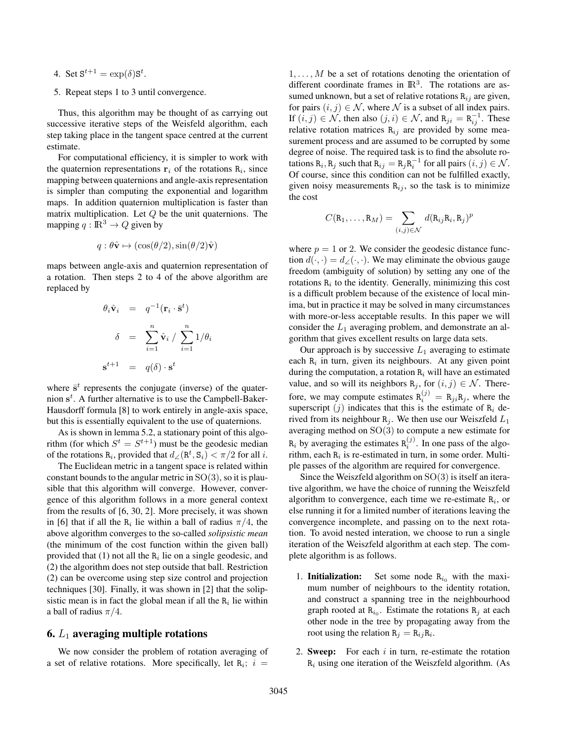4. Set $\mathtt{S}^{t+1} = \exp(\delta)\mathtt{S}^t$.

5. Repeat steps 1 to 3 until convergence.

Thus, this algorithm may be thought of as carrying out successive iterative steps of the Weisfeld algorithm, each step taking place in the tangent space centred at the current estimate.

For computational efficiency, it is simpler to work with the quaternion representations $\mathbf{r}_i$ of the rotations $\mathtt{R}_i$, since mapping between quaternions and angle-axis representation is simpler than computing the exponential and logarithm maps. In addition quaternion multiplication is faster than matrix multiplication. Let $Q$ be the unit quaternions. The mapping $q : \mathbb{R}^3 \to Q$ given by

$$q : \theta\hat{\mathbf{v}} \mapsto (\cos(\theta/2), \sin(\theta/2)\hat{\mathbf{v}})$$

maps between angle-axis and quaternion representation of a rotation. Then steps 2 to 4 of the above algorithm are replaced by

$$\begin{aligned} \theta_i \hat{\mathbf{v}}_i &= q^{-1}(\mathbf{r}_i \cdot \bar{\mathbf{s}}^t) \\ \delta &= \sum_{i=1}^{n} \hat{\mathbf{v}}_i \,/\, \sum_{i=1}^{n} 1/\theta_i \\ \mathbf{s}^{t+1} &= q(\delta) \cdot \mathbf{s}^t \end{aligned}$$

where $\bar{\mathbf{s}}^t$ represents the conjugate (inverse) of the quaternion $\mathbf{s}^t$. A further alternative is to use the Campbell-Baker-Hausdorff formula [8] to work entirely in angle-axis space, but this is essentially equivalent to the use of quaternions.

As is shown in lemma 5.2, a stationary point of this algorithm (for which $S^t = S^{t+1}$) must be the geodesic median of the rotations $\mathtt{R}_i$, provided that $d_\angle(\mathtt{R}^t, \mathtt{S}_i) < \pi/2$ for all $i$.

The Euclidean metric in a tangent space is related within constant bounds to the angular metric in $\mathrm{SO}(3)$, so it is plausible that this algorithm will converge. However, convergence of this algorithm follows in a more general context from the results of [6, 30, 2]. More precisely, it was shown in [6] that if all the $\mathtt{R}_i$ lie within a ball of radius $\pi/4$, the above algorithm converges to the so-called *solipsistic mean* (the minimum of the cost function within the given ball) provided that (1) not all the $\mathtt{R}_i$ lie on a single geodesic, and (2) the algorithm does not step outside that ball. Restriction (2) can be overcome using step size control and projection techniques [30]. Finally, it was shown in [2] that the solipsistic mean is in fact the global mean if all the $\mathtt{R}_i$ lie within a ball of radius $\pi/4$.

## 6. $L_1$ averaging multiple rotations

We now consider the problem of rotation averaging of a set of relative rotations. More specifically, let $\mathtt{R}_i;\ i = 1, \ldots, M$ be a set of rotations denoting the orientation of different coordinate frames in $\mathbb{R}^3$. The rotations are assumed unknown, but a set of relative rotations $\mathtt{R}_{ij}$ are given, for pairs $(i,j) \in \mathcal{N}$, where $\mathcal{N}$ is a subset of all index pairs. If $(i,j) \in \mathcal{N}$, then also $(j,i) \in \mathcal{N}$, and $\mathtt{R}_{ji} = \mathtt{R}_{ij}^{-1}$. These relative rotation matrices $\mathtt{R}_{ij}$ are provided by some measurement process and are assumed to be corrupted by some degree of noise. The required task is to find the absolute rotations $\mathtt{R}_i, \mathtt{R}_j$ such that $\mathtt{R}_{ij} = \mathtt{R}_j \mathtt{R}_i^{-1}$ for all pairs $(i,j) \in \mathcal{N}$. Of course, since this condition can not be fulfilled exactly, given noisy measurements $\mathtt{R}_{ij}$, so the task is to minimize the cost

$$C(\mathtt{R}_1, \ldots, \mathtt{R}_M) = \sum_{(i,j)\in\mathcal{N}} d(\mathtt{R}_{ij}\mathtt{R}_i, \mathtt{R}_j)^p$$

where $p = 1$ or 2. We consider the geodesic distance function $d(\cdot,\cdot) = d_\angle(\cdot,\cdot)$. We may eliminate the obvious gauge freedom (ambiguity of solution) by setting any one of the rotations $\mathtt{R}_i$ to the identity. Generally, minimizing this cost is a difficult problem because of the existence of local minima, but in practice it may be solved in many circumstances with more-or-less acceptable results. In this paper we will consider the $L_1$ averaging problem, and demonstrate an algorithm that gives excellent results on large data sets.

Our approach is by successive $L_1$ averaging to estimate each $\mathtt{R}_i$ in turn, given its neighbours. At any given point during the computation, a rotation $\mathtt{R}_i$ will have an estimated value, and so will its neighbors $\mathtt{R}_j$, for $(i,j) \in \mathcal{N}$. Therefore, we may compute estimates $\mathtt{R}_i^{(j)} = \mathtt{R}_{ji}\mathtt{R}_j$, where the superscript $(j)$ indicates that this is the estimate of $\mathtt{R}_i$ derived from its neighbour $\mathtt{R}_j$. We then use our Weiszfeld $L_1$ averaging method on $\mathrm{SO}(3)$ to compute a new estimate for $\mathtt{R}_i$ by averaging the estimates $\mathtt{R}_i^{(j)}$. In one pass of the algorithm, each $\mathtt{R}_i$ is re-estimated in turn, in some order. Multiple passes of the algorithm are required for convergence.

Since the Weiszfeld algorithm on $\mathrm{SO}(3)$ is itself an iterative algorithm, we have the choice of running the Weiszfeld algorithm to convergence, each time we re-estimate $\mathtt{R}_i$, or else running it for a limited number of iterations leaving the convergence incomplete, and passing on to the next rotation. To avoid nested interation, we choose to run a single iteration of the Weiszfeld algorithm at each step. The complete algorithm is as follows.

1. **Initialization:** Set some node $\mathtt{R}_{i_0}$ with the maximum number of neighbours to the identity rotation, and construct a spanning tree in the neighbourhood graph rooted at $\mathtt{R}_{i_0}$. Estimate the rotations $\mathtt{R}_j$ at each other node in the tree by propagating away from the root using the relation $\mathtt{R}_j = \mathtt{R}_{ij}\mathtt{R}_i$.

2. **Sweep:** For each $i$ in turn, re-estimate the rotation $\mathtt{R}_i$ using one iteration of the Weiszfeld algorithm. (As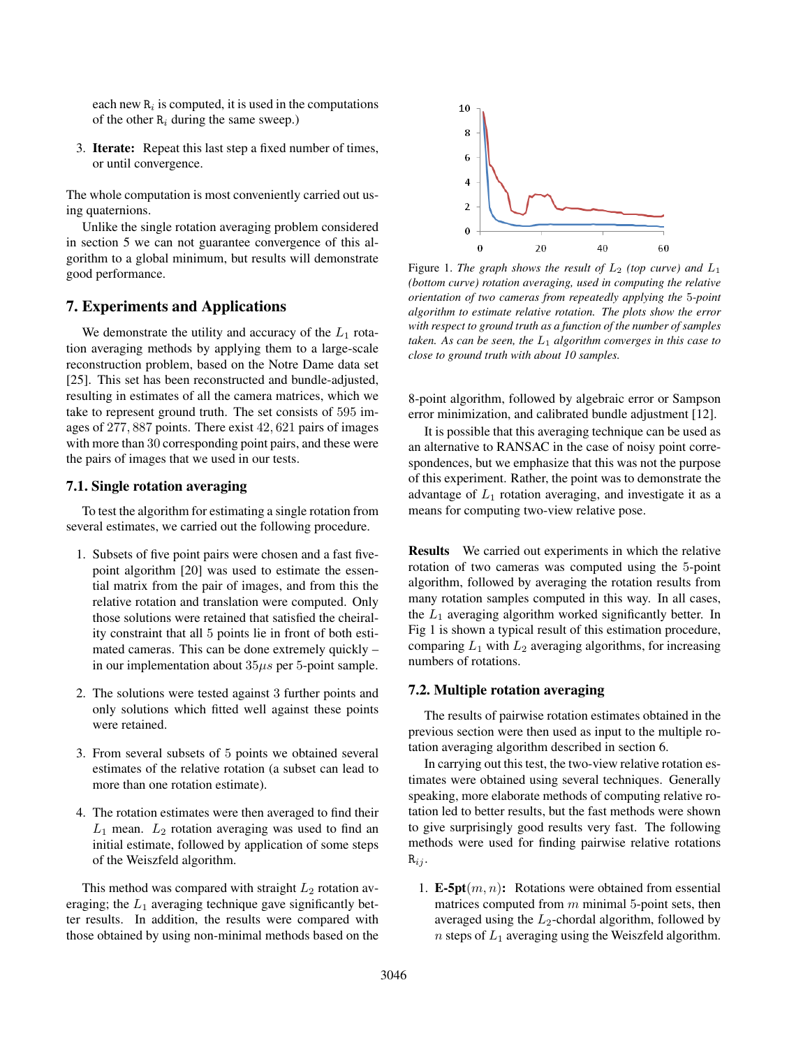each new $R_i$ is computed, it is used in the computations of the other $R_i$ during the same sweep.)

3. **Iterate:** Repeat this last step a fixed number of times, or until convergence.

The whole computation is most conveniently carried out using quaternions.

Unlike the single rotation averaging problem considered in section 5 we can not guarantee convergence of this algorithm to a global minimum, but results will demonstrate good performance.

## 7. Experiments and Applications

We demonstrate the utility and accuracy of the $L_1$ rotation averaging methods by applying them to a large-scale reconstruction problem, based on the Notre Dame data set [25]. This set has been reconstructed and bundle-adjusted, resulting in estimates of all the camera matrices, which we take to represent ground truth. The set consists of 595 images of 277,887 points. There exist 42,621 pairs of images with more than 30 corresponding point pairs, and these were the pairs of images that we used in our tests.

### 7.1. Single rotation averaging

To test the algorithm for estimating a single rotation from several estimates, we carried out the following procedure.

1. Subsets of five point pairs were chosen and a fast five-point algorithm [20] was used to estimate the essential matrix from the pair of images, and from this the relative rotation and translation were computed. Only those solutions were retained that satisfied the cheirality constraint that all 5 points lie in front of both estimated cameras. This can be done extremely quickly – in our implementation about $35\mu s$ per 5-point sample.

2. The solutions were tested against 3 further points and only solutions which fitted well against these points were retained.

3. From several subsets of 5 points we obtained several estimates of the relative rotation (a subset can lead to more than one rotation estimate).

4. The rotation estimates were then averaged to find their $L_1$ mean. $L_2$ rotation averaging was used to find an initial estimate, followed by application of some steps of the Weiszfeld algorithm.

This method was compared with straight $L_2$ rotation averaging; the $L_1$ averaging technique gave significantly better results. In addition, the results were compared with those obtained by using non-minimal methods based on the 8-point algorithm, followed by algebraic error or Sampson error minimization, and calibrated bundle adjustment [12].

Figure 1. *The graph shows the result of $L_2$ (top curve) and $L_1$ (bottom curve) rotation averaging, used in computing the relative orientation of two cameras from repeatedly applying the 5-point algorithm to estimate relative rotation. The plots show the error with respect to ground truth as a function of the number of samples taken. As can be seen, the $L_1$ algorithm converges in this case to close to ground truth with about 10 samples.*

It is possible that this averaging technique can be used as an alternative to RANSAC in the case of noisy point correspondences, but we emphasize that this was not the purpose of this experiment. Rather, the point was to demonstrate the advantage of $L_1$ rotation averaging, and investigate it as a means for computing two-view relative pose.

**Results** We carried out experiments in which the relative rotation of two cameras was computed using the 5-point algorithm, followed by averaging the rotation results from many rotation samples computed in this way. In all cases, the $L_1$ averaging algorithm worked significantly better. In Fig 1 is shown a typical result of this estimation procedure, comparing $L_1$ with $L_2$ averaging algorithms, for increasing numbers of rotations.

### 7.2. Multiple rotation averaging

The results of pairwise rotation estimates obtained in the previous section were then used as input to the multiple rotation averaging algorithm described in section 6.

In carrying out this test, the two-view relative rotation estimates were obtained using several techniques. Generally speaking, more elaborate methods of computing relative rotation led to better results, but the fast methods were shown to give surprisingly good results very fast. The following results were used for finding pairwise relative rotations $R_{ij}$.

1. **E-5pt**$(m, n)$**:** Rotations were obtained from essential matrices computed from $m$ minimal 5-point sets, then averaged using the $L_2$-chordal algorithm, followed by $n$ steps of $L_1$ averaging using the Weiszfeld algorithm.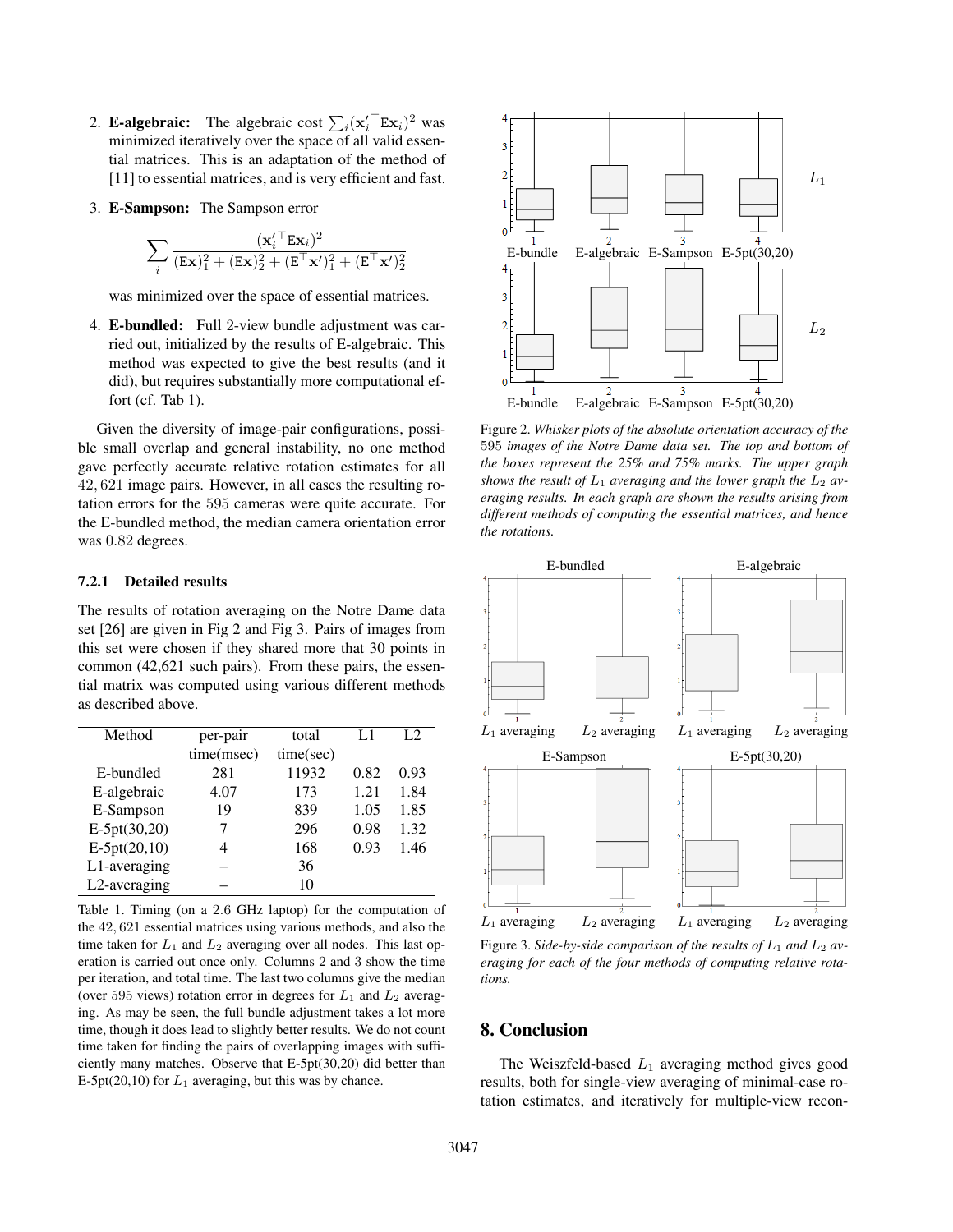2. **E-algebraic:** The algebraic cost $\sum_i (\mathbf{x}_i'^\top \mathtt{E}\mathbf{x}_i)^2$ was minimized iteratively over the space of all valid essential matrices. This is an adaptation of the method of [11] to essential matrices, and is very efficient and fast.

3. **E-Sampson:** The Sampson error

$$\sum_i \frac{(\mathbf{x}_i'^\top \mathtt{E}\mathbf{x}_i)^2}{(\mathtt{E}\mathbf{x})_1^2 + (\mathtt{E}\mathbf{x})_2^2 + (\mathtt{E}^\top \mathbf{x}')_1^2 + (\mathtt{E}^\top \mathbf{x}')_2^2}$$

   was minimized over the space of essential matrices.

4. **E-bundled:** Full 2-view bundle adjustment was carried out, initialized by the results of E-algebraic. This method was expected to give the best results (and it did), but requires substantially more computational effort (cf. Tab 1).

Given the diversity of image-pair configurations, possible small overlap and general instability, no one method gave perfectly accurate relative rotation estimates for all $42,621$ image pairs. However, in all cases the resulting rotation errors for the $595$ cameras were quite accurate. For the E-bundled method, the median camera orientation error was $0.82$ degrees.

### 7.2.1 Detailed results

The results of rotation averaging on the Notre Dame data set [26] are given in Fig 2 and Fig 3. Pairs of images from this set were chosen if they shared more that 30 points in common (42,621 such pairs). From these pairs, the essential matrix was computed using various different methods as described above.

| Method | per-pair time(msec) | total time(sec) | L1 | L2 |
|---|---|---|---|---|
| E-bundled | 281 | 11932 | 0.82 | 0.93 |
| E-algebraic | 4.07 | 173 | 1.21 | 1.84 |
| E-Sampson | 19 | 839 | 1.05 | 1.85 |
| E-5pt(30,20) | 7 | 296 | 0.98 | 1.32 |
| E-5pt(20,10) | 4 | 168 | 0.93 | 1.46 |
| L1-averaging | – | 36 | | |
| L2-averaging | – | 10 | | |

Table 1. Timing (on a 2.6 GHz laptop) for the computation of the $42,621$ essential matrices using various methods, and also the time taken for $L_1$ and $L_2$ averaging over all nodes. This last operation is carried out once only. Columns 2 and 3 show the time per iteration, and total time. The last two columns give the median (over 595 views) rotation error in degrees for $L_1$ and $L_2$ averaging. As may be seen, the full bundle adjustment takes a lot more time, though it does lead to slightly better results. We do not count time taken for finding the pairs of overlapping images with sufficiently many matches. Observe that E-5pt(30,20) did better than E-5pt(20,10) for $L_1$ averaging, but this was by chance.

Figure 2. *Whisker plots of the absolute orientation accuracy of the $595$ images of the Notre Dame data set. The top and bottom of the boxes represent the 25% and 75% marks. The upper graph shows the result of $L_1$ averaging and the lower graph the $L_2$ averaging results. In each graph are shown the results arising from different methods of computing the essential matrices, and hence the rotations.*

Figure 3. *Side-by-side comparison of the results of $L_1$ and $L_2$ averaging for each of the four methods of computing relative rotations.*

## 8. Conclusion

The Weiszfeld-based $L_1$ averaging method gives good results, both for single-view averaging of minimal-case rotation estimates, and iteratively for multiple-view recon-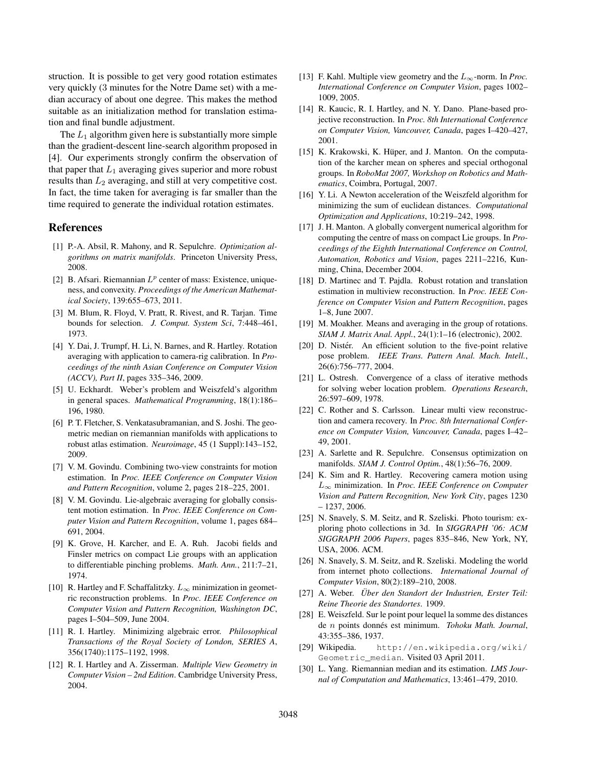struction. It is possible to get very good rotation estimates very quickly (3 minutes for the Notre Dame set) with a median accuracy of about one degree. This makes the method suitable as an initialization method for translation estimation and final bundle adjustment.

The $L_1$ algorithm given here is substantially more simple than the gradient-descent line-search algorithm proposed in [4]. Our experiments strongly confirm the observation of that paper that $L_1$ averaging gives superior and more robust results than $L_2$ averaging, and still at very competitive cost. In fact, the time taken for averaging is far smaller than the time required to generate the individual rotation estimates.

## References

[1] P.-A. Absil, R. Mahony, and R. Sepulchre. *Optimization algorithms on matrix manifolds*. Princeton University Press, 2008.

[2] B. Afsari. Riemannian $L^p$ center of mass: Existence, uniqueness, and convexity. *Proceedings of the American Mathematical Society*, 139:655–673, 2011.

[3] M. Blum, R. Floyd, V. Pratt, R. Rivest, and R. Tarjan. Time bounds for selection. *J. Comput. System Sci*, 7:448–461, 1973.

[4] Y. Dai, J. Trumpf, H. Li, N. Barnes, and R. Hartley. Rotation averaging with application to camera-rig calibration. In *Proceedings of the ninth Asian Conference on Computer Vision (ACCV), Part II*, pages 335–346, 2009.

[5] U. Eckhardt. Weber's problem and Weiszfeld's algorithm in general spaces. *Mathematical Programming*, 18(1):186–196, 1980.

[6] P. T. Fletcher, S. Venkatasubramanian, and S. Joshi. The geometric median on riemannian manifolds with applications to robust atlas estimation. *Neuroimage*, 45 (1 Suppl):143–152, 2009.

[7] V. M. Govindu. Combining two-view constraints for motion estimation. In *Proc. IEEE Conference on Computer Vision and Pattern Recognition*, volume 2, pages 218–225, 2001.

[8] V. M. Govindu. Lie-algebraic averaging for globally consistent motion estimation. In *Proc. IEEE Conference on Computer Vision and Pattern Recognition*, volume 1, pages 684–691, 2004.

[9] K. Grove, H. Karcher, and E. A. Ruh. Jacobi fields and Finsler metrics on compact Lie groups with an application to differentiable pinching problems. *Math. Ann.*, 211:7–21, 1974.

[10] R. Hartley and F. Schaffalitzky. $L_\infty$ minimization in geometric reconstruction problems. In *Proc. IEEE Conference on Computer Vision and Pattern Recognition, Washington DC*, pages I–504–509, June 2004.

[11] R. I. Hartley. Minimizing algebraic error. *Philosophical Transactions of the Royal Society of London, SERIES A*, 356(1740):1175–1192, 1998.

[12] R. I. Hartley and A. Zisserman. *Multiple View Geometry in Computer Vision – 2nd Edition*. Cambridge University Press, 2004.

[13] F. Kahl. Multiple view geometry and the $L_\infty$-norm. In *Proc. International Conference on Computer Vision*, pages 1002–1009, 2005.

[14] R. Kaucic, R. I. Hartley, and N. Y. Dano. Plane-based projective reconstruction. In *Proc. 8th International Conference on Computer Vision, Vancouver, Canada*, pages I–420–427, 2001.

[15] K. Krakowski, K. Hüper, and J. Manton. On the computation of the karcher mean on spheres and special orthogonal groups. In *RoboMat 2007, Workshop on Robotics and Mathematics*, Coimbra, Portugal, 2007.

[16] Y. Li. A Newton acceleration of the Weiszfeld algorithm for minimizing the sum of euclidean distances. *Computational Optimization and Applications*, 10:219–242, 1998.

[17] J. H. Manton. A globally convergent numerical algorithm for computing the centre of mass on compact Lie groups. In *Proceedings of the Eighth International Conference on Control, Automation, Robotics and Vision*, pages 2211–2216, Kunming, China, December 2004.

[18] D. Martinec and T. Pajdla. Robust rotation and translation estimation in multiview reconstruction. In *Proc. IEEE Conference on Computer Vision and Pattern Recognition*, pages 1–8, June 2007.

[19] M. Moakher. Means and averaging in the group of rotations. *SIAM J. Matrix Anal. Appl.*, 24(1):1–16 (electronic), 2002.

[20] D. Nistér. An efficient solution to the five-point relative pose problem. *IEEE Trans. Pattern Anal. Mach. Intell.*, 26(6):756–777, 2004.

[21] L. Ostresh. Convergence of a class of iterative methods for solving weber location problem. *Operations Research*, 26:597–609, 1978.

[22] C. Rother and S. Carlsson. Linear multi view reconstruction and camera recovery. In *Proc. 8th International Conference on Computer Vision, Vancouver, Canada*, pages I–42–49, 2001.

[23] A. Sarlette and R. Sepulchre. Consensus optimization on manifolds. *SIAM J. Control Optim.*, 48(1):56–76, 2009.

[24] K. Sim and R. Hartley. Recovering camera motion using $L_\infty$ minimization. In *Proc. IEEE Conference on Computer Vision and Pattern Recognition, New York City*, pages 1230 – 1237, 2006.

[25] N. Snavely, S. M. Seitz, and R. Szeliski. Photo tourism: exploring photo collections in 3d. In *SIGGRAPH '06: ACM SIGGRAPH 2006 Papers*, pages 835–846, New York, NY, USA, 2006. ACM.

[26] N. Snavely, S. M. Seitz, and R. Szeliski. Modeling the world from internet photo collections. *International Journal of Computer Vision*, 80(2):189–210, 2008.

[27] A. Weber. *Über den Standort der Industrien, Erster Teil: Reine Theorie des Standortes*. 1909.

[28] E. Weiszfeld. Sur le point pour lequel la somme des distances de $n$ points donnés est minimum. *Tohoku Math. Journal*, 43:355–386, 1937.

[29] Wikipedia. `http://en.wikipedia.org/wiki/Geometric_median`. Visited 03 April 2011.

[30] L. Yang. Riemannian median and its estimation. *LMS Journal of Computation and Mathematics*, 13:461–479, 2010.